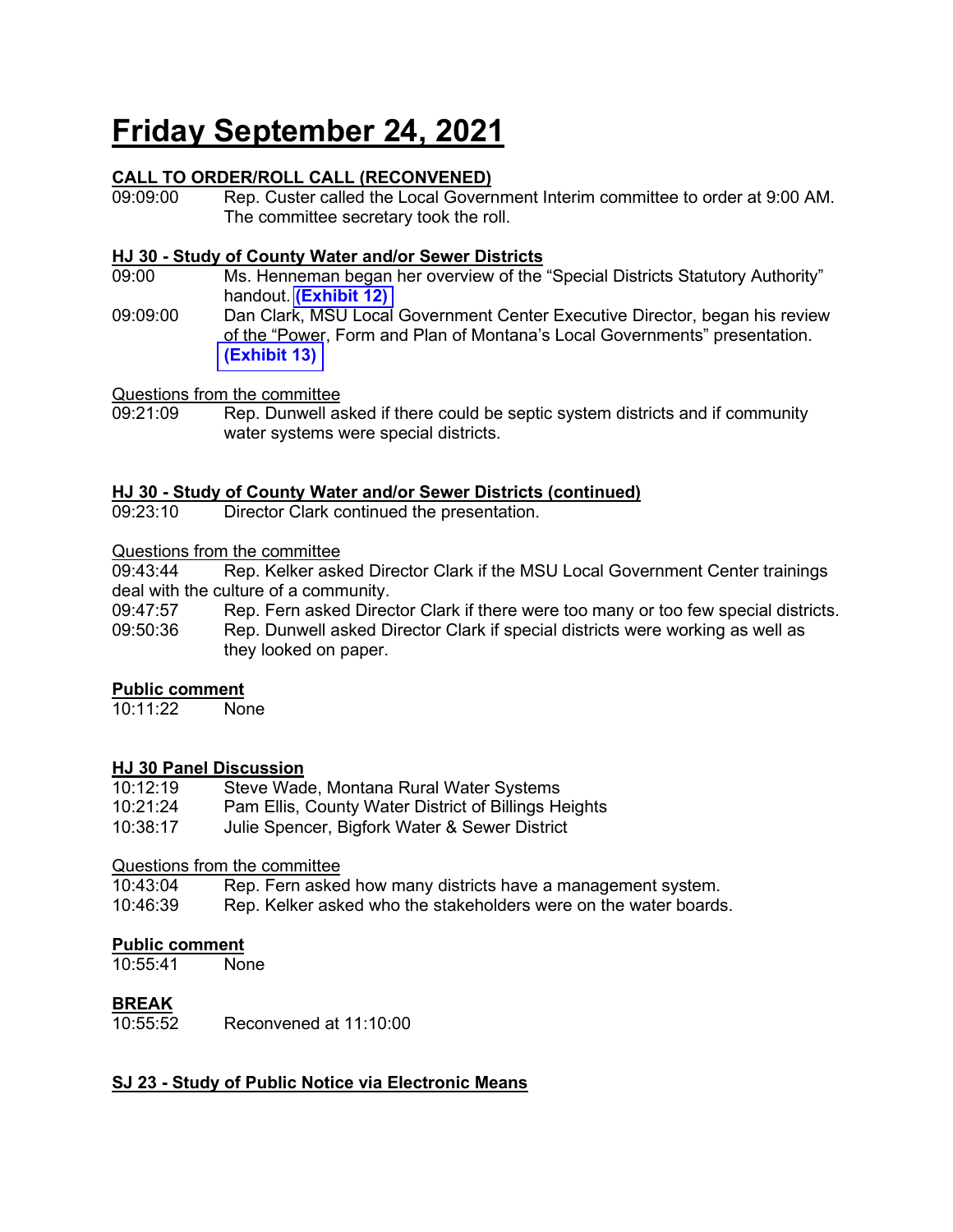# Friday September 24, 2021

**CALL TO ORDER/ROLL CALL (RECONVENED)**

09:09:00 Rep. Custer called the Local Government Interim committee to order at 9:00 AM. The committee secretary took the roll.

**HJ 30 - Study of County Water and/or Sewer Districts**

09:00 Ms. Henneman began her overview of the "Special Districts Statutory Authority" handout. **(Exhibit 12)**

09:09:00 Dan Clark, MSU Local Government Center Executive Director, began his review of the "Power, Form and Plan of Montana's Local Governments" presentation. **(Exhibit 13)**

Questions from the committee

09:21:09 Rep. Dunwell asked if there could be septic system districts and if community water systems were special districts.

**HJ 30 - Study of County Water and/or Sewer Districts (continued)**

09:23:10 Director Clark continued the presentation.

Questions from the committee

09:43:44 Rep. Kelker asked Director Clark if the MSU Local Government Center trainings deal with the culture of a community.

09:47:57 Rep. Fern asked Director Clark if there were too many or too few special districts.

09:50:36 Rep. Dunwell asked Director Clark if special districts were working as well as they looked on paper.

**Public comment**

10:11:22 None

**HJ 30 Panel Discussion**

10:12:19 Steve Wade, Montana Rural Water Systems

10:21:24 Pam Ellis, County Water District of Billings Heights

10:38:17 Julie Spencer, Bigfork Water & Sewer District

Questions from the committee

10:43:04 Rep. Fern asked how many districts have a management system.

10:46:39 Rep. Kelker asked who the stakeholders were on the water boards.

**Public comment**

10:55:41 None

**BREAK**

10:55:52 Reconvened at 11:10:00

**SJ 23 - Study of Public Notice via Electronic Means**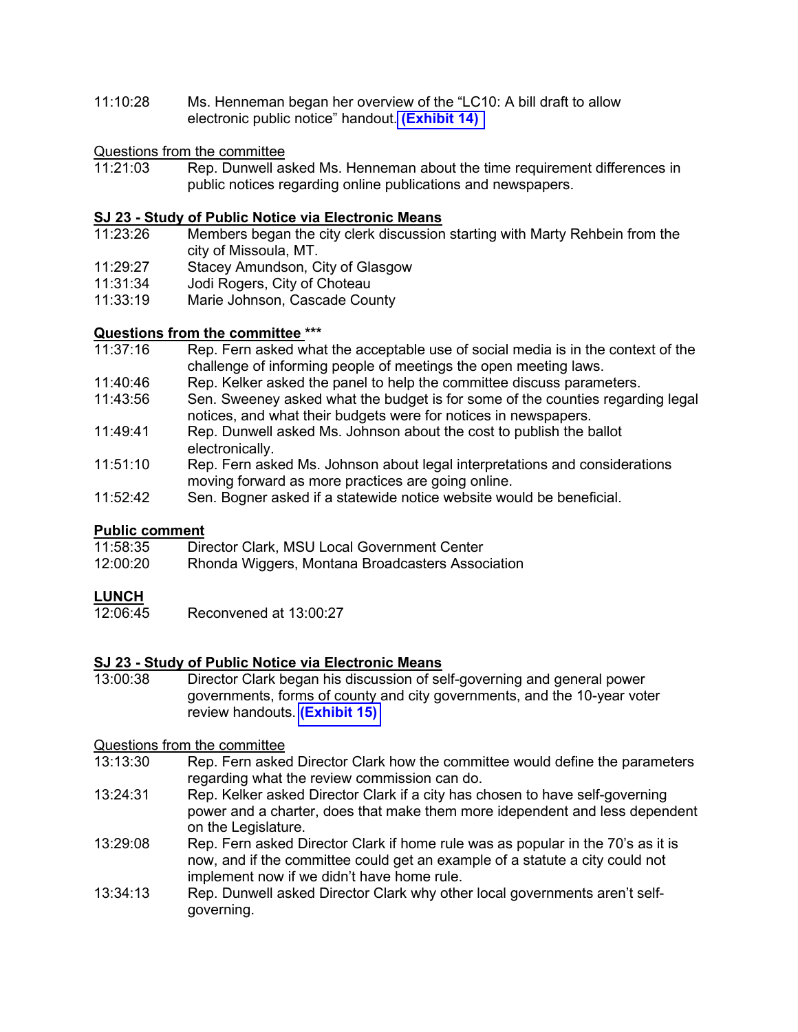11:10:28 Ms. Henneman began her overview of the "LC10: A bill draft to allow electronic public notice" handout. **(Exhibit 14)**

Questions from the committee

11:21:03 Rep. Dunwell asked Ms. Henneman about the time requirement differences in public notices regarding online publications and newspapers.

**SJ 23 - Study of Public Notice via Electronic Means**

11:23:26 Members began the city clerk discussion starting with Marty Rehbein from the city of Missoula, MT.

11:29:27 Stacey Amundson, City of Glasgow

11:31:34 Jodi Rogers, City of Choteau

11:33:19 Marie Johnson, Cascade County

**Questions from the committee \*\*\***

11:37:16 Rep. Fern asked what the acceptable use of social media is in the context of the challenge of informing people of meetings the open meeting laws.

11:40:46 Rep. Kelker asked the panel to help the committee discuss parameters.

11:43:56 Sen. Sweeney asked what the budget is for some of the counties regarding legal notices, and what their budgets were for notices in newspapers.

11:49:41 Rep. Dunwell asked Ms. Johnson about the cost to publish the ballot electronically.

11:51:10 Rep. Fern asked Ms. Johnson about legal interpretations and considerations moving forward as more practices are going online.

11:52:42 Sen. Bogner asked if a statewide notice website would be beneficial.

**Public comment**

11:58:35 Director Clark, MSU Local Government Center

12:00:20 Rhonda Wiggers, Montana Broadcasters Association

**LUNCH**

12:06:45 Reconvened at 13:00:27

**SJ 23 - Study of Public Notice via Electronic Means**

13:00:38 Director Clark began his discussion of self-governing and general power governments, forms of county and city governments, and the 10-year voter review handouts. **(Exhibit 15)**

Questions from the committee

13:13:30 Rep. Fern asked Director Clark how the committee would define the parameters regarding what the review commission can do.

13:24:31 Rep. Kelker asked Director Clark if a city has chosen to have self-governing power and a charter, does that make them more idependent and less dependent on the Legislature.

13:29:08 Rep. Fern asked Director Clark if home rule was as popular in the 70's as it is now, and if the committee could get an example of a statute a city could not implement now if we didn't have home rule.

13:34:13 Rep. Dunwell asked Director Clark why other local governments aren't self-governing.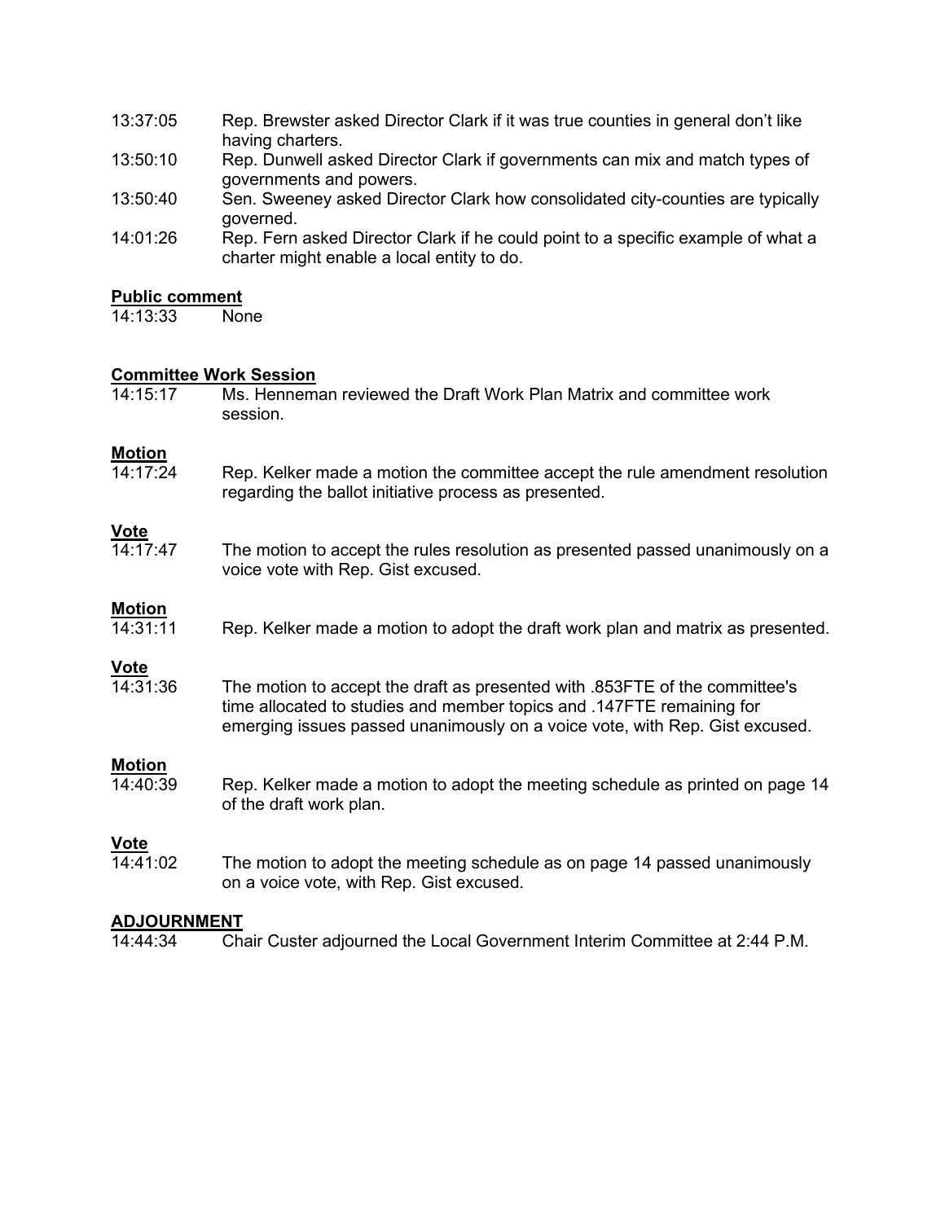13:37:05 Rep. Brewster asked Director Clark if it was true counties in general don't like having charters.

13:50:10 Rep. Dunwell asked Director Clark if governments can mix and match types of governments and powers.

13:50:40 Sen. Sweeney asked Director Clark how consolidated city-counties are typically governed.

14:01:26 Rep. Fern asked Director Clark if he could point to a specific example of what a charter might enable a local entity to do.

**Public comment**

14:13:33 None

**Committee Work Session**

14:15:17 Ms. Henneman reviewed the Draft Work Plan Matrix and committee work session.

**Motion**

14:17:24 Rep. Kelker made a motion the committee accept the rule amendment resolution regarding the ballot initiative process as presented.

**Vote**

14:17:47 The motion to accept the rules resolution as presented passed unanimously on a voice vote with Rep. Gist excused.

**Motion**

14:31:11 Rep. Kelker made a motion to adopt the draft work plan and matrix as presented.

**Vote**

14:31:36 The motion to accept the draft as presented with .853FTE of the committee's time allocated to studies and member topics and .147FTE remaining for emerging issues passed unanimously on a voice vote, with Rep. Gist excused.

**Motion**

14:40:39 Rep. Kelker made a motion to adopt the meeting schedule as printed on page 14 of the draft work plan.

**Vote**

14:41:02 The motion to adopt the meeting schedule as on page 14 passed unanimously on a voice vote, with Rep. Gist excused.

**ADJOURNMENT**

14:44:34 Chair Custer adjourned the Local Government Interim Committee at 2:44 P.M.